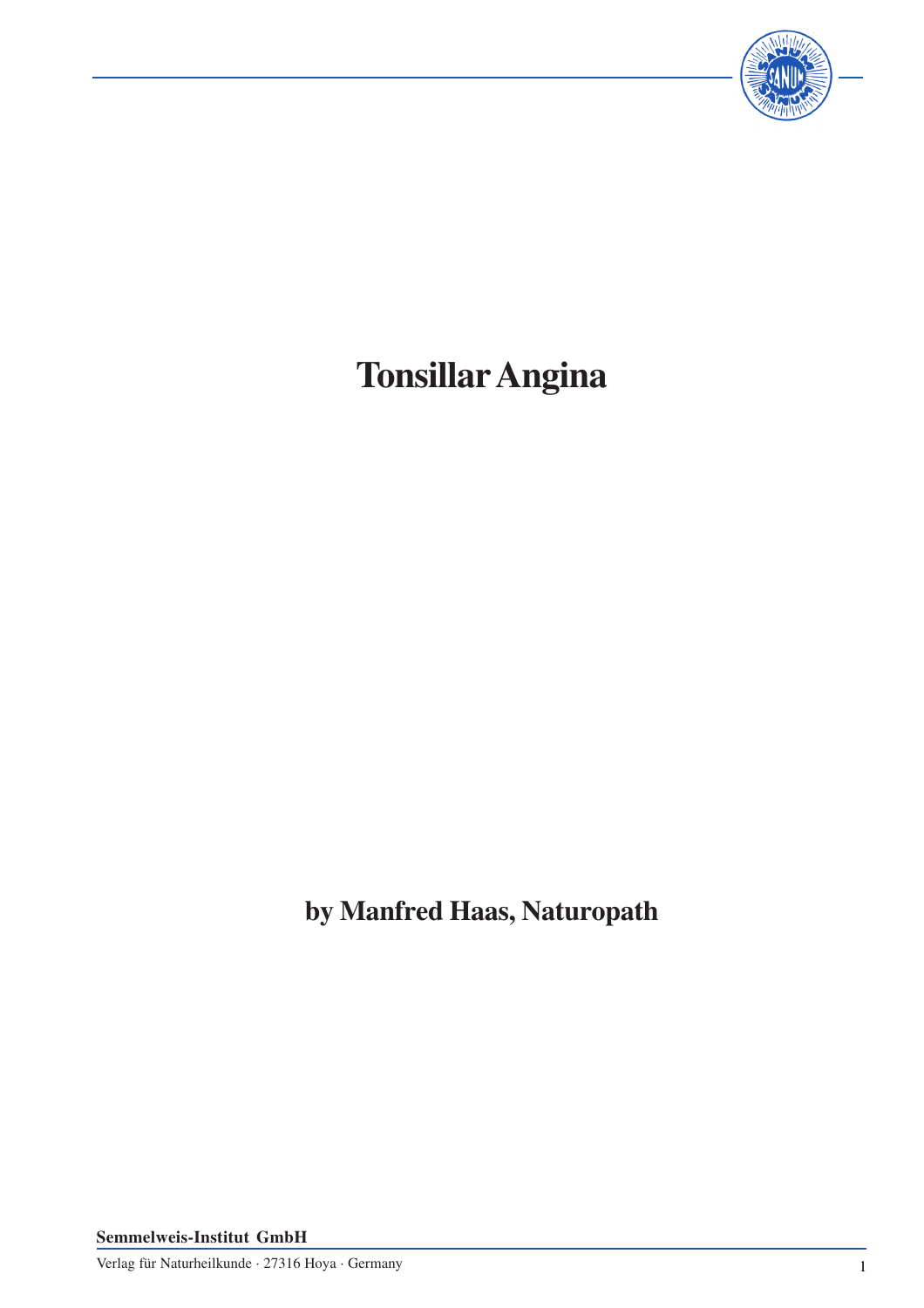# Tonsillar Angina

**by Manfred Haas, Naturopath**

**Semmelweis-Institut GmbH**

Verlag für Naturheilkunde · 27316 Hoya · Germany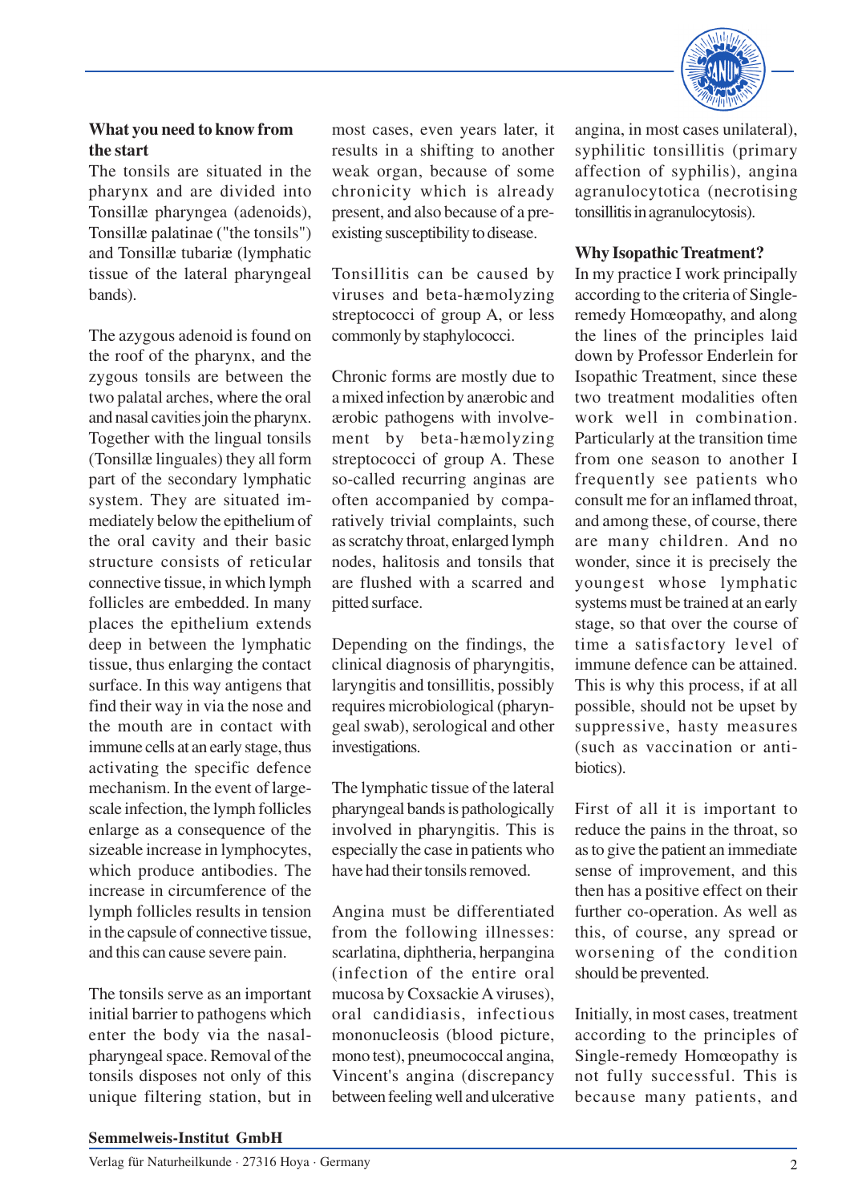**What you need to know from the start**

The tonsils are situated in the pharynx and are divided into Tonsillæ pharyngea (adenoids), Tonsillæ palatinae ("the tonsils") and Tonsillæ tubariæ (lymphatic tissue of the lateral pharyngeal bands).

The azygous adenoid is found on the roof of the pharynx, and the zygous tonsils are between the two palatal arches, where the oral and nasal cavities join the pharynx. Together with the lingual tonsils (Tonsillæ linguales) they all form part of the secondary lymphatic system. They are situated immediately below the epithelium of the oral cavity and their basic structure consists of reticular connective tissue, in which lymph follicles are embedded. In many places the epithelium extends deep in between the lymphatic tissue, thus enlarging the contact surface. In this way antigens that find their way in via the nose and the mouth are in contact with immune cells at an early stage, thus activating the specific defence mechanism. In the event of large-scale infection, the lymph follicles enlarge as a consequence of the sizeable increase in lymphocytes, which produce antibodies. The increase in circumference of the lymph follicles results in tension in the capsule of connective tissue, and this can cause severe pain.

The tonsils serve as an important initial barrier to pathogens which enter the body via the nasal-pharyngeal space. Removal of the tonsils disposes not only of this unique filtering station, but in most cases, even years later, it results in a shifting to another weak organ, because of some chronicity which is already present, and also because of a pre-existing susceptibility to disease.

Tonsillitis can be caused by viruses and beta-hæmolyzing streptococci of group A, or less commonly by staphylococci.

Chronic forms are mostly due to a mixed infection by anærobic and ærobic pathogens with involvement by beta-hæmolyzing streptococci of group A. These so-called recurring anginas are often accompanied by comparatively trivial complaints, such as scratchy throat, enlarged lymph nodes, halitosis and tonsils that are flushed with a scarred and pitted surface.

Depending on the findings, the clinical diagnosis of pharyngitis, laryngitis and tonsillitis, possibly requires microbiological (pharyngeal swab), serological and other investigations.

The lymphatic tissue of the lateral pharyngeal bands is pathologically involved in pharyngitis. This is especially the case in patients who have had their tonsils removed.

Angina must be differentiated from the following illnesses: scarlatina, diphtheria, herpangina (infection of the entire oral mucosa by Coxsackie A viruses), oral candidiasis, infectious mononucleosis (blood picture, mono test), pneumococcal angina, Vincent's angina (discrepancy between feeling well and ulcerative angina, in most cases unilateral), syphilitic tonsillitis (primary affection of syphilis), angina agranulocytotica (necrotising tonsillitis in agranulocytosis).

**Why Isopathic Treatment?**

In my practice I work principally according to the criteria of Single-remedy Homœopathy, and along the lines of the principles laid down by Professor Enderlein for Isopathic Treatment, since these two treatment modalities often work well in combination. Particularly at the transition time from one season to another I frequently see patients who consult me for an inflamed throat, and among these, of course, there are many children. And no wonder, since it is precisely the youngest whose lymphatic systems must be trained at an early stage, so that over the course of time a satisfactory level of immune defence can be attained. This is why this process, if at all possible, should not be upset by suppressive, hasty measures (such as vaccination or antibiotics).

First of all it is important to reduce the pains in the throat, so as to give the patient an immediate sense of improvement, and this then has a positive effect on their further co-operation. As well as this, of course, any spread or worsening of the condition should be prevented.

Initially, in most cases, treatment according to the principles of Single-remedy Homœopathy is not fully successful. This is because many patients, and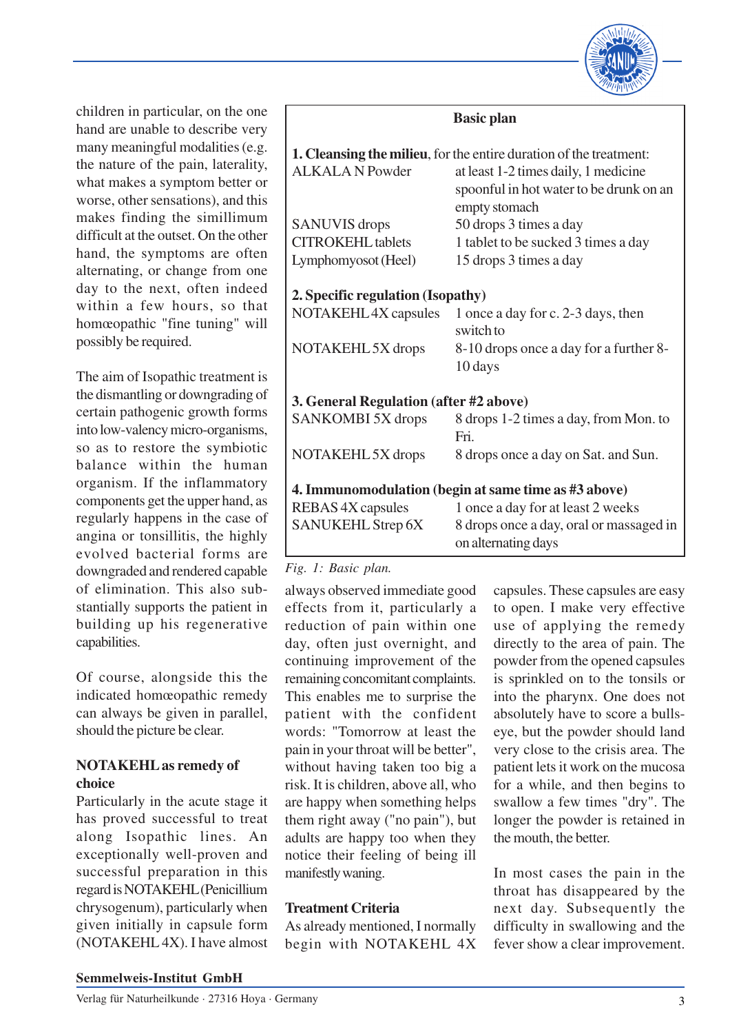children in particular, on the one hand are unable to describe very many meaningful modalities (e.g. the nature of the pain, laterality, what makes a symptom better or worse, other sensations), and this makes finding the simillimum difficult at the outset. On the other hand, the symptoms are often alternating, or change from one day to the next, often indeed within a few hours, so that homœopathic "fine tuning" will possibly be required.

The aim of Isopathic treatment is the dismantling or downgrading of certain pathogenic growth forms into low-valency micro-organisms, so as to restore the symbiotic balance within the human organism. If the inflammatory components get the upper hand, as regularly happens in the case of angina or tonsillitis, the highly evolved bacterial forms are downgraded and rendered capable of elimination. This also substantially supports the patient in building up his regenerative capabilities.

Of course, alongside this the indicated homœopathic remedy can always be given in parallel, should the picture be clear.

**Basic plan**

| | |
|---|---|
| **1. Cleansing the milieu**, for the entire duration of the treatment: | |
| ALKALA N Powder | at least 1-2 times daily, 1 medicine spoonful in hot water to be drunk on an empty stomach |
| SANUVIS drops | 50 drops 3 times a day |
| CITROKEHL tablets | 1 tablet to be sucked 3 times a day |
| Lymphomyosot (Heel) | 15 drops 3 times a day |
| **2. Specific regulation (Isopathy)** | |
| NOTAKEHL 4X capsules | 1 once a day for c. 2-3 days, then switch to |
| NOTAKEHL 5X drops | 8-10 drops once a day for a further 8-10 days |
| **3. General Regulation (after #2 above)** | |
| SANKOMBI 5X drops | 8 drops 1-2 times a day, from Mon. to Fri. |
| NOTAKEHL 5X drops | 8 drops once a day on Sat. and Sun. |
| **4. Immunomodulation (begin at same time as #3 above)** | |
| REBAS 4X capsules | 1 once a day for at least 2 weeks |
| SANUKEHL Strep 6X | 8 drops once a day, oral or massaged in on alternating days |

*Fig. 1: Basic plan.*

### NOTAKEHL as remedy of choice

Particularly in the acute stage it has proved successful to treat along Isopathic lines. An exceptionally well-proven and successful preparation in this regard is NOTAKEHL (Penicillium chrysogenum), particularly when given initially in capsule form (NOTAKEHL 4X). I have almost always observed immediate good effects from it, particularly a reduction of pain within one day, often just overnight, and continuing improvement of the remaining concomitant complaints. This enables me to surprise the patient with the confident words: "Tomorrow at least the pain in your throat will be better", without having taken too big a risk. It is children, above all, who are happy when something helps them right away ("no pain"), but adults are happy too when they notice their feeling of being ill manifestly waning.

### Treatment Criteria

As already mentioned, I normally begin with NOTAKEHL 4X capsules. These capsules are easy to open. I make very effective use of applying the remedy directly to the area of pain. The powder from the opened capsules is sprinkled on to the tonsils or into the pharynx. One does not absolutely have to score a bulls-eye, but the powder should land very close to the crisis area. The patient lets it work on the mucosa for a while, and then begins to swallow a few times "dry". The longer the powder is retained in the mouth, the better.

In most cases the pain in the throat has disappeared by the next day. Subsequently the difficulty in swallowing and the fever show a clear improvement.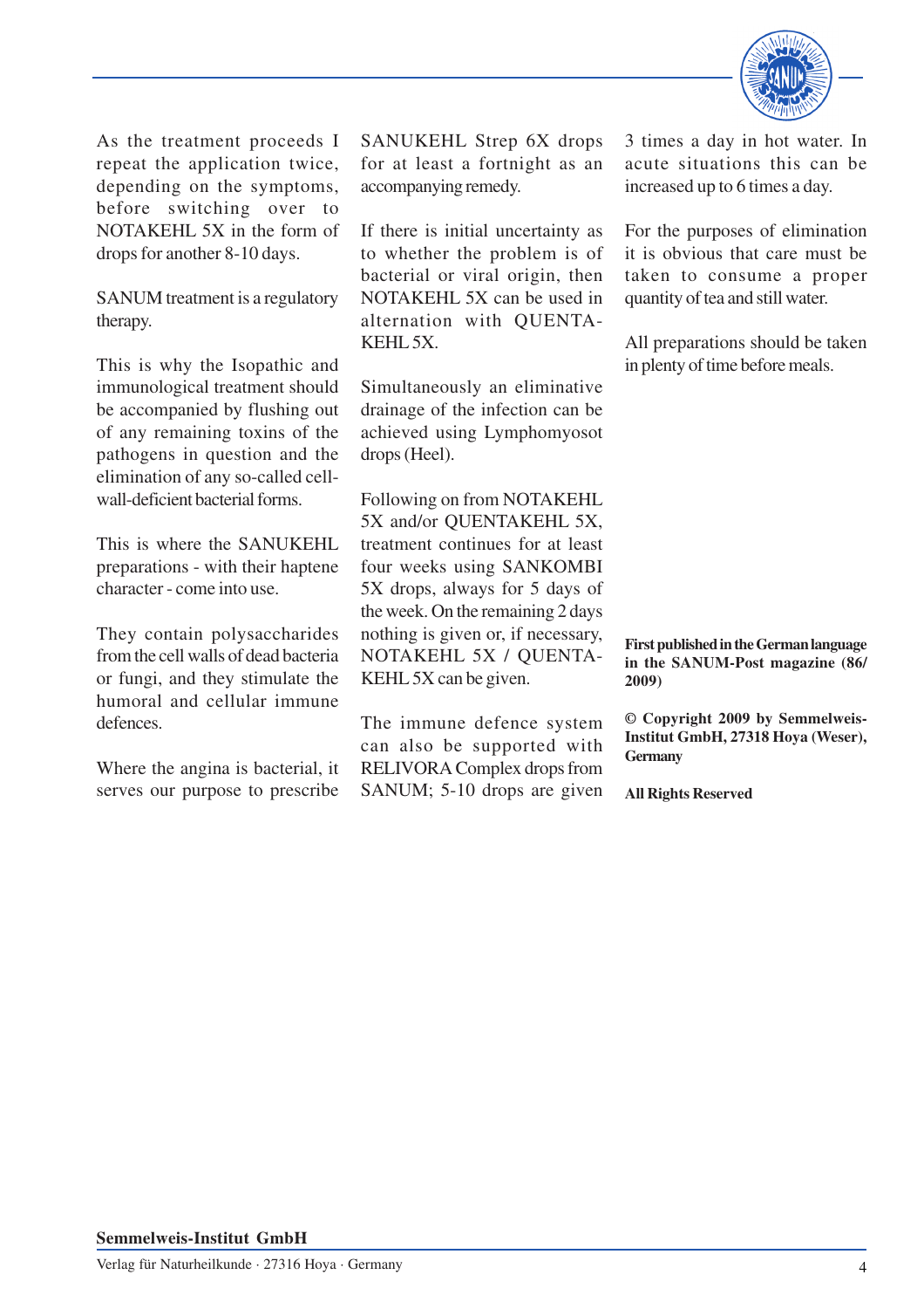As the treatment proceeds I repeat the application twice, depending on the symptoms, before switching over to NOTAKEHL 5X in the form of drops for another 8-10 days.

SANUM treatment is a regulatory therapy.

This is why the Isopathic and immunological treatment should be accompanied by flushing out of any remaining toxins of the pathogens in question and the elimination of any so-called cell-wall-deficient bacterial forms.

This is where the SANUKEHL preparations - with their haptene character - come into use.

They contain polysaccharides from the cell walls of dead bacteria or fungi, and they stimulate the humoral and cellular immune defences.

Where the angina is bacterial, it serves our purpose to prescribe SANUKEHL Strep 6X drops for at least a fortnight as an accompanying remedy.

If there is initial uncertainty as to whether the problem is of bacterial or viral origin, then NOTAKEHL 5X can be used in alternation with QUENTA-KEHL 5X.

Simultaneously an eliminative drainage of the infection can be achieved using Lymphomyosot drops (Heel).

Following on from NOTAKEHL 5X and/or QUENTAKEHL 5X, treatment continues for at least four weeks using SANKOMBI 5X drops, always for 5 days of the week. On the remaining 2 days nothing is given or, if necessary, NOTAKEHL 5X / QUENTA-KEHL 5X can be given.

The immune defence system can also be supported with RELIVORA Complex drops from SANUM; 5-10 drops are given 3 times a day in hot water. In acute situations this can be increased up to 6 times a day.

For the purposes of elimination it is obvious that care must be taken to consume a proper quantity of tea and still water.

All preparations should be taken in plenty of time before meals.

**First published in the German language in the SANUM-Post magazine (86/ 2009)**

**© Copyright 2009 by Semmelweis-Institut GmbH, 27318 Hoya (Weser), Germany**

**All Rights Reserved**

**Semmelweis-Institut GmbH**

Verlag für Naturheilkunde · 27316 Hoya · Germany